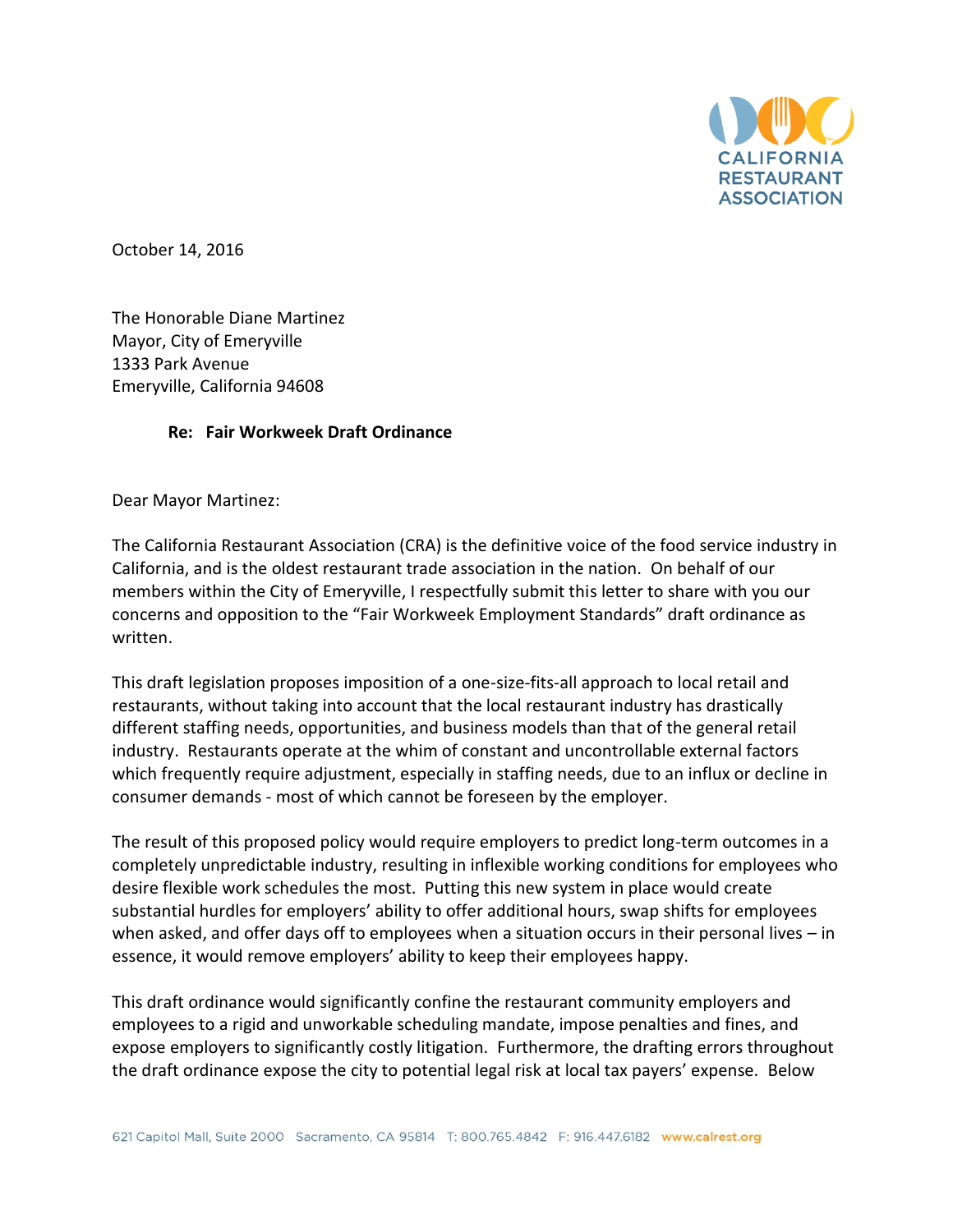CALIFORNIA RESTAURANT ASSOCIATION

October 14, 2016

The Honorable Diane Martinez
Mayor, City of Emeryville
1333 Park Avenue
Emeryville, California 94608

**Re: Fair Workweek Draft Ordinance**

Dear Mayor Martinez:

The California Restaurant Association (CRA) is the definitive voice of the food service industry in California, and is the oldest restaurant trade association in the nation. On behalf of our members within the City of Emeryville, I respectfully submit this letter to share with you our concerns and opposition to the "Fair Workweek Employment Standards" draft ordinance as written.

This draft legislation proposes imposition of a one-size-fits-all approach to local retail and restaurants, without taking into account that the local restaurant industry has drastically different staffing needs, opportunities, and business models than that of the general retail industry. Restaurants operate at the whim of constant and uncontrollable external factors which frequently require adjustment, especially in staffing needs, due to an influx or decline in consumer demands - most of which cannot be foreseen by the employer.

The result of this proposed policy would require employers to predict long-term outcomes in a completely unpredictable industry, resulting in inflexible working conditions for employees who desire flexible work schedules the most. Putting this new system in place would create substantial hurdles for employers' ability to offer additional hours, swap shifts for employees when asked, and offer days off to employees when a situation occurs in their personal lives – in essence, it would remove employers' ability to keep their employees happy.

This draft ordinance would significantly confine the restaurant community employers and employees to a rigid and unworkable scheduling mandate, impose penalties and fines, and expose employers to significantly costly litigation. Furthermore, the drafting errors throughout the draft ordinance expose the city to potential legal risk at local tax payers' expense. Below

621 Capitol Mall, Suite 2000 Sacramento, CA 95814 T: 800.765.4842 F: 916.447.6182 www.calrest.org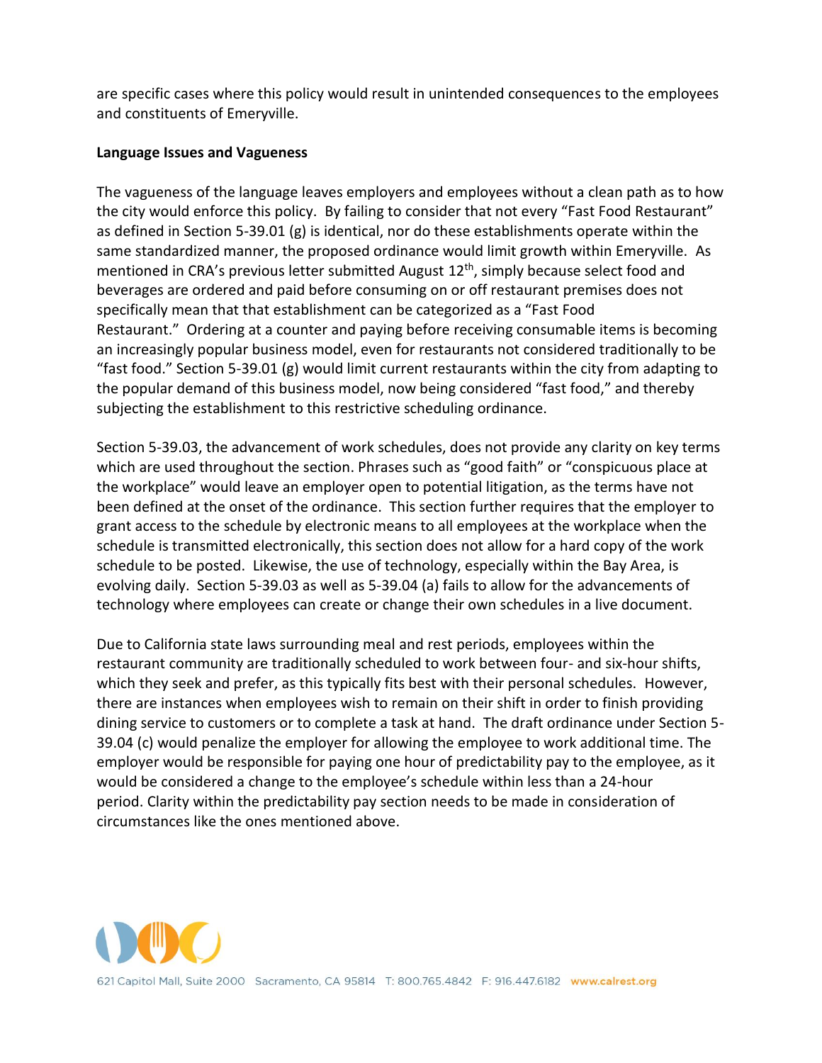are specific cases where this policy would result in unintended consequences to the employees and constituents of Emeryville.

**Language Issues and Vagueness**

The vagueness of the language leaves employers and employees without a clean path as to how the city would enforce this policy. By failing to consider that not every "Fast Food Restaurant" as defined in Section 5-39.01 (g) is identical, nor do these establishments operate within the same standardized manner, the proposed ordinance would limit growth within Emeryville. As mentioned in CRA's previous letter submitted August 12th, simply because select food and beverages are ordered and paid before consuming on or off restaurant premises does not specifically mean that that establishment can be categorized as a "Fast Food Restaurant." Ordering at a counter and paying before receiving consumable items is becoming an increasingly popular business model, even for restaurants not considered traditionally to be "fast food." Section 5-39.01 (g) would limit current restaurants within the city from adapting to the popular demand of this business model, now being considered "fast food," and thereby subjecting the establishment to this restrictive scheduling ordinance.

Section 5-39.03, the advancement of work schedules, does not provide any clarity on key terms which are used throughout the section. Phrases such as "good faith" or "conspicuous place at the workplace" would leave an employer open to potential litigation, as the terms have not been defined at the onset of the ordinance. This section further requires that the employer to grant access to the schedule by electronic means to all employees at the workplace when the schedule is transmitted electronically, this section does not allow for a hard copy of the work schedule to be posted. Likewise, the use of technology, especially within the Bay Area, is evolving daily. Section 5-39.03 as well as 5-39.04 (a) fails to allow for the advancements of technology where employees can create or change their own schedules in a live document.

Due to California state laws surrounding meal and rest periods, employees within the restaurant community are traditionally scheduled to work between four- and six-hour shifts, which they seek and prefer, as this typically fits best with their personal schedules. However, there are instances when employees wish to remain on their shift in order to finish providing dining service to customers or to complete a task at hand. The draft ordinance under Section 5-39.04 (c) would penalize the employer for allowing the employee to work additional time. The employer would be responsible for paying one hour of predictability pay to the employee, as it would be considered a change to the employee's schedule within less than a 24-hour period. Clarity within the predictability pay section needs to be made in consideration of circumstances like the ones mentioned above.

621 Capitol Mall, Suite 2000 Sacramento, CA 95814 T: 800.765.4842 F: 916.447.6182 www.calrest.org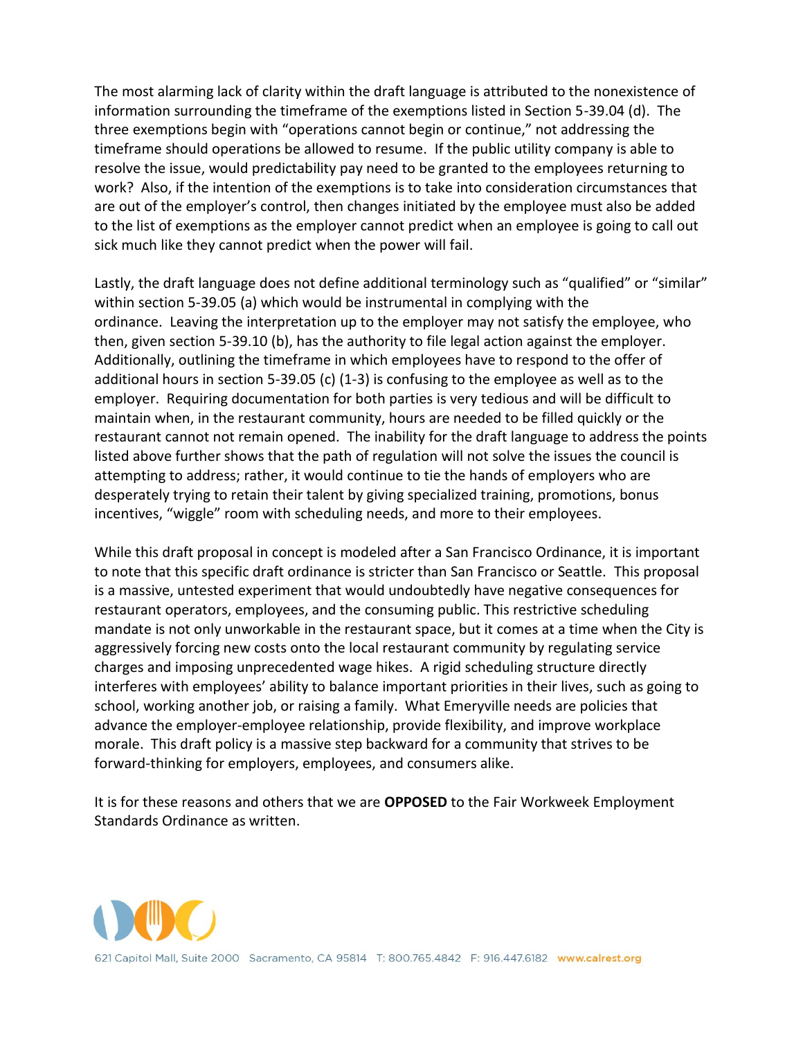The most alarming lack of clarity within the draft language is attributed to the nonexistence of information surrounding the timeframe of the exemptions listed in Section 5-39.04 (d). The three exemptions begin with "operations cannot begin or continue," not addressing the timeframe should operations be allowed to resume. If the public utility company is able to resolve the issue, would predictability pay need to be granted to the employees returning to work? Also, if the intention of the exemptions is to take into consideration circumstances that are out of the employer's control, then changes initiated by the employee must also be added to the list of exemptions as the employer cannot predict when an employee is going to call out sick much like they cannot predict when the power will fail.

Lastly, the draft language does not define additional terminology such as "qualified" or "similar" within section 5-39.05 (a) which would be instrumental in complying with the ordinance. Leaving the interpretation up to the employer may not satisfy the employee, who then, given section 5-39.10 (b), has the authority to file legal action against the employer. Additionally, outlining the timeframe in which employees have to respond to the offer of additional hours in section 5-39.05 (c) (1-3) is confusing to the employee as well as to the employer. Requiring documentation for both parties is very tedious and will be difficult to maintain when, in the restaurant community, hours are needed to be filled quickly or the restaurant cannot not remain opened. The inability for the draft language to address the points listed above further shows that the path of regulation will not solve the issues the council is attempting to address; rather, it would continue to tie the hands of employers who are desperately trying to retain their talent by giving specialized training, promotions, bonus incentives, "wiggle" room with scheduling needs, and more to their employees.

While this draft proposal in concept is modeled after a San Francisco Ordinance, it is important to note that this specific draft ordinance is stricter than San Francisco or Seattle. This proposal is a massive, untested experiment that would undoubtedly have negative consequences for restaurant operators, employees, and the consuming public. This restrictive scheduling mandate is not only unworkable in the restaurant space, but it comes at a time when the City is aggressively forcing new costs onto the local restaurant community by regulating service charges and imposing unprecedented wage hikes. A rigid scheduling structure directly interferes with employees' ability to balance important priorities in their lives, such as going to school, working another job, or raising a family. What Emeryville needs are policies that advance the employer-employee relationship, provide flexibility, and improve workplace morale. This draft policy is a massive step backward for a community that strives to be forward-thinking for employers, employees, and consumers alike.

It is for these reasons and others that we are **OPPOSED** to the Fair Workweek Employment Standards Ordinance as written.

621 Capitol Mall, Suite 2000 Sacramento, CA 95814 T: 800.765.4842 F: 916.447.6182 www.calrest.org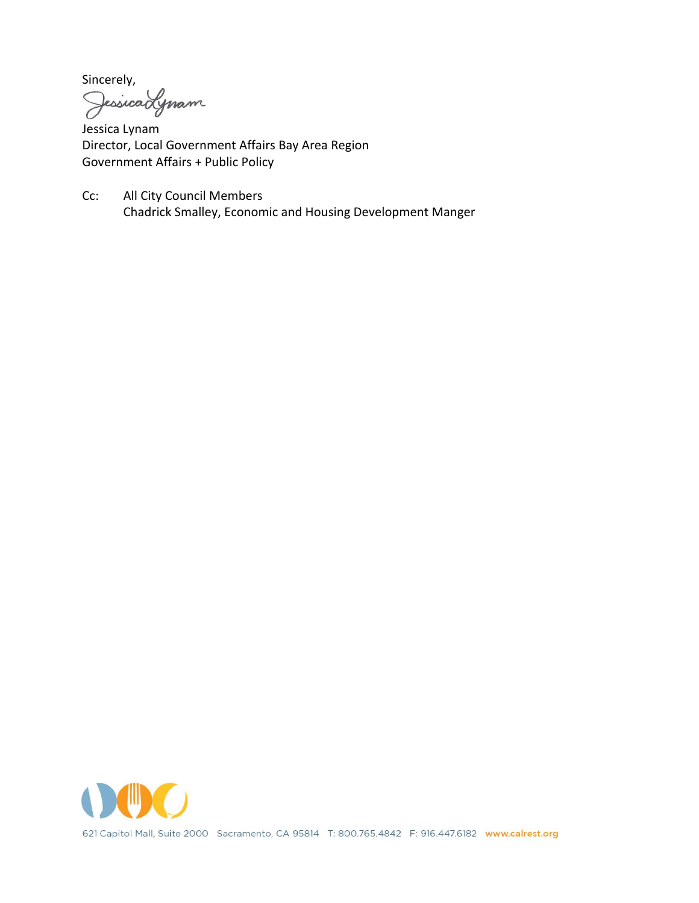Sincerely,

Jessica Lynam
Director, Local Government Affairs Bay Area Region
Government Affairs + Public Policy

Cc: All City Council Members
Chadrick Smalley, Economic and Housing Development Manger

621 Capitol Mall, Suite 2000 Sacramento, CA 95814 T: 800.765.4842 F: 916.447.6182 www.calrest.org